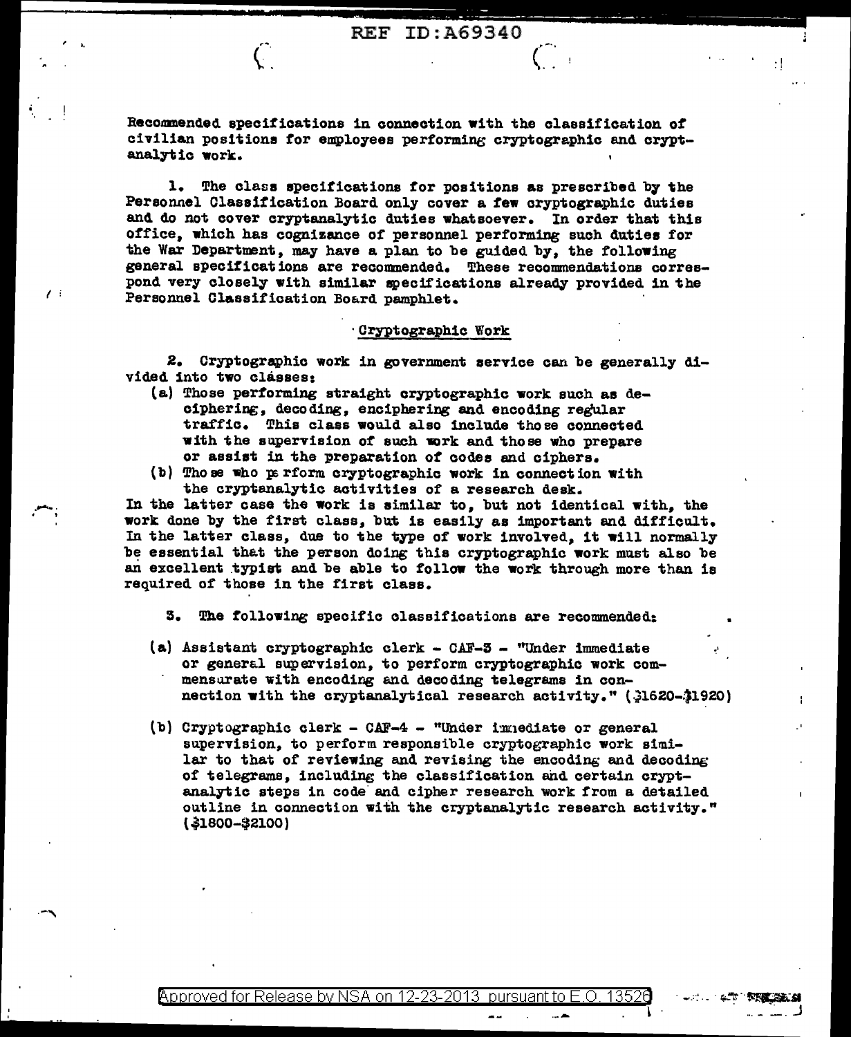Recommended specifications in connection with the classification of civilian positions for employees performing cryptographic and cryptanalytic work.

1. The class specifications for positions as prescribed by the Personnel Classification Board only cover a few cryptographic duties and do not cover cryptanalytic duties whatsoever. In order that this office, which has cognizance of personnel performing such duties for the War Department, may have a plan to be guided by, the following general specifications are recommended. These recommendations correspond very closely with similar specifications already provided in the Personnel Classification Board pamphlet.

## Cryptographic Work

2. Cryptographic work in government service can be generally divided into two classes:

(a) Those performing straight cryptographic work such as deciphering, decoding, enciphering and encoding regular traffic. This class would also include those connected with the supervision of such work and those who prepare or assist in the preparation of codes and ciphers.

(b) Those who perform cryptographic work in connection with the cryptanalytic activities of a research desk.

In the latter case the work is similar to, but not identical with, the work done by the first class, but is easily as important and difficult. In the latter class, due to the type of work involved, it will normally be essential that the person doing this cryptographic work must also be an excellent typist and be able to follow the work through more than is required of those in the first class.

3. The following specific classifications are recommended:

(a) Assistant cryptographic clerk - CAF-3 - "Under immediate or general supervision, to perform cryptographic work commensurate with encoding and decoding telegrams in connection with the cryptanalytical research activity." ($1620-$1920)

(b) Cryptographic clerk - CAF-4 - "Under immediate or general supervision, to perform responsible cryptographic work similar to that of reviewing and revising the encoding and decoding of telegrams, including the classification and certain cryptanalytic steps in code and cipher research work from a detailed outline in connection with the cryptanalytic research activity." ($1800-$2100)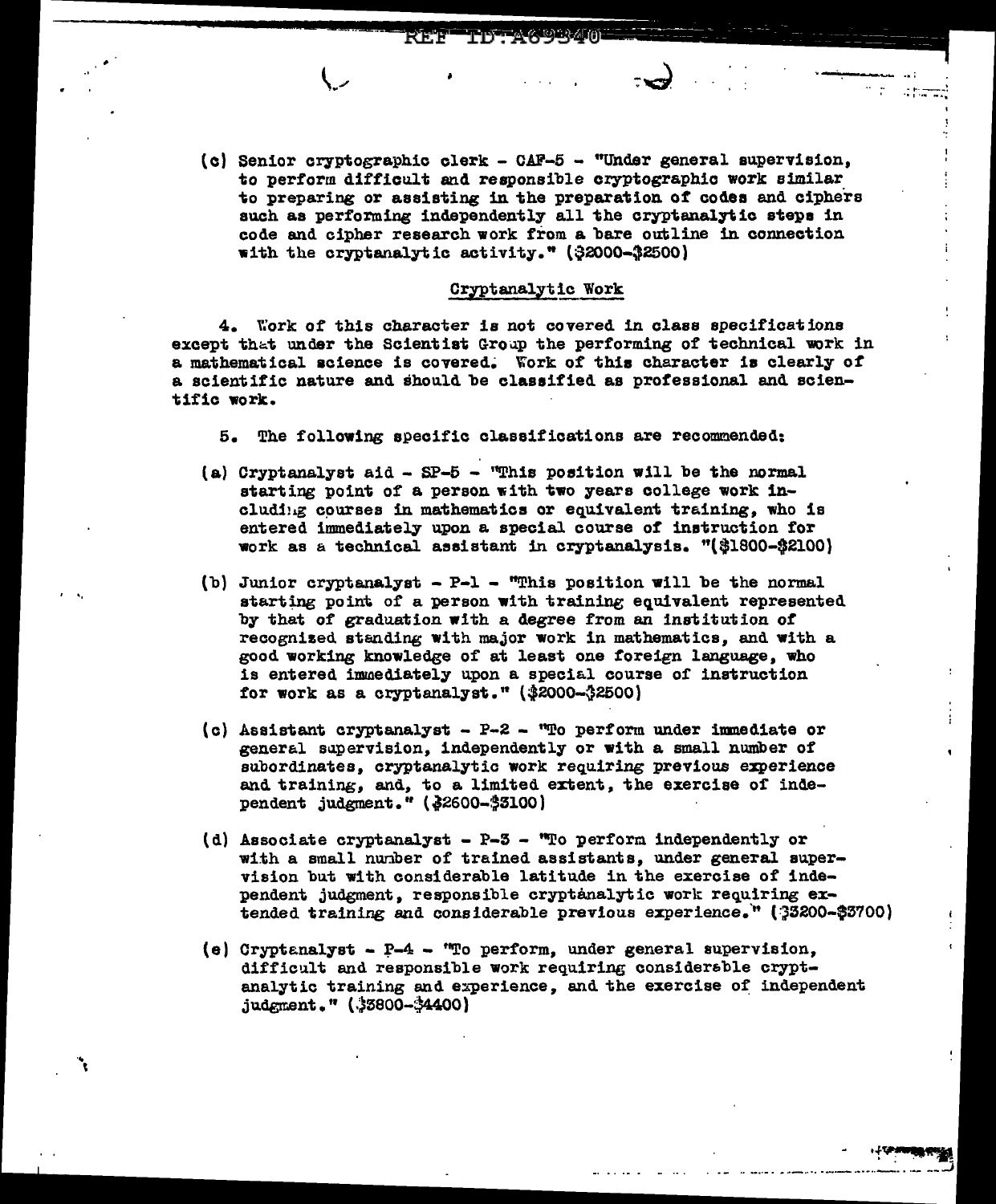(c) Senior cryptographic clerk - CAF-5 - "Under general supervision, to perform difficult and responsible cryptographic work similar to preparing or assisting in the preparation of codes and ciphers such as performing independently all the cryptanalytic steps in code and cipher research work from a bare outline in connection with the cryptanalytic activity." ($2000-$2500)

## Cryptanalytic Work

4. Work of this character is not covered in class specifications except that under the Scientist Group the performing of technical work in a mathematical science is covered. Work of this character is clearly of a scientific nature and should be classified as professional and scientific work.

5. The following specific classifications are recommended:

(a) Cryptanalyst aid - SP-5 - "This position will be the normal starting point of a person with two years college work including courses in mathematics or equivalent training, who is entered immediately upon a special course of instruction for work as a technical assistant in cryptanalysis. "($1800-$2100)

(b) Junior cryptanalyst - P-1 - "This position will be the normal starting point of a person with training equivalent represented by that of graduation with a degree from an institution of recognized standing with major work in mathematics, and with a good working knowledge of at least one foreign language, who is entered immediately upon a special course of instruction for work as a cryptanalyst." ($2000-$2500)

(c) Assistant cryptanalyst - P-2 - "To perform under immediate or general supervision, independently or with a small number of subordinates, cryptanalytic work requiring previous experience and training, and, to a limited extent, the exercise of independent judgment." ($2600-$3100)

(d) Associate cryptanalyst - P-3 - "To perform independently or with a small number of trained assistants, under general supervision but with considerable latitude in the exercise of independent judgment, responsible cryptanalytic work requiring extended training and considerable previous experience." ($3200-$3700)

(e) Cryptanalyst - P-4 - "To perform, under general supervision, difficult and responsible work requiring considerable cryptanalytic training and experience, and the exercise of independent judgment." ($3800-$4400)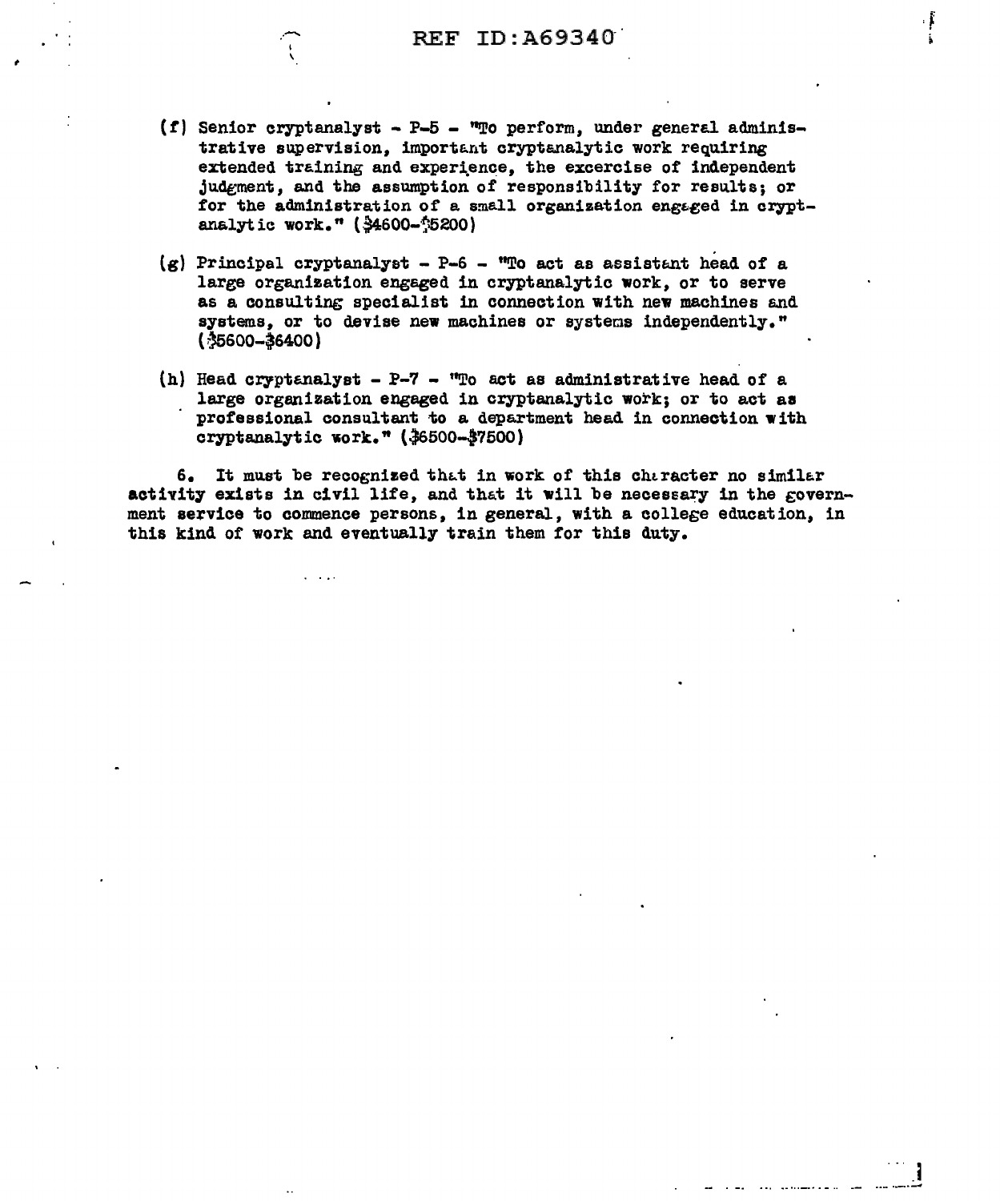(f) Senior cryptanalyst - P-5 - "To perform, under general administrative supervision, important cryptanalytic work requiring extended training and experience, the excercise of independent judgment, and the assumption of responsibility for results; or for the administration of a small organization engaged in cryptanalytic work." ($4600-$5200)

(g) Principal cryptanalyst - P-6 - "To act as assistant head of a large organization engaged in cryptanalytic work, or to serve as a consulting specialist in connection with new machines and systems, or to devise new machines or systems independently." ($5600-$6400)

(h) Head cryptanalyst - P-7 - "To act as administrative head of a large organization engaged in cryptanalytic work; or to act as professional consultant to a department head in connection with cryptanalytic work." ($6500-$7500)

6. It must be recognized that in work of this character no similar activity exists in civil life, and that it will be necessary in the government service to commence persons, in general, with a college education, in this kind of work and eventually train them for this duty.